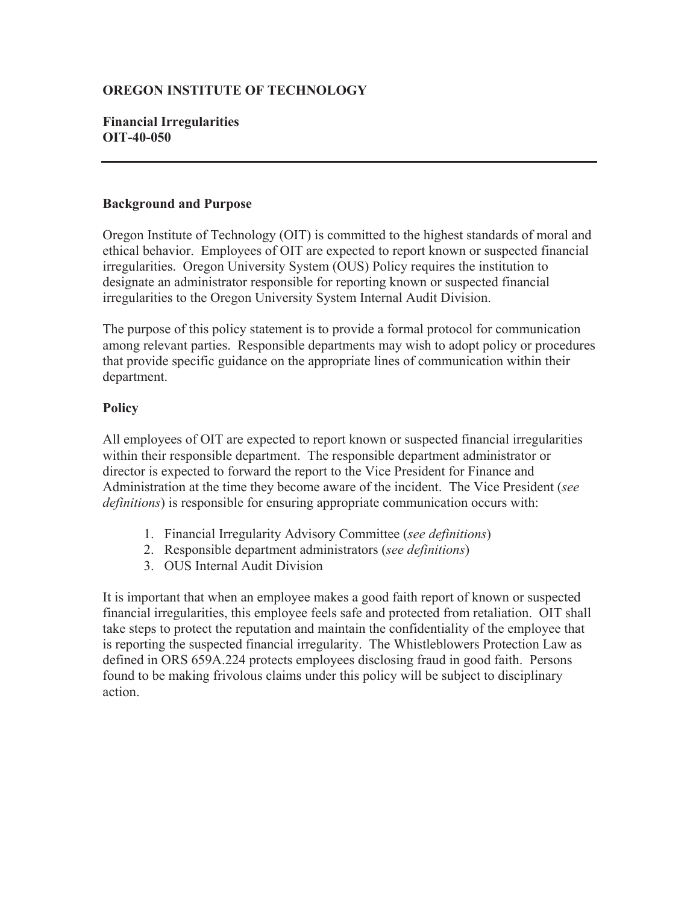**OREGON INSTITUTE OF TECHNOLOGY**

**Financial Irregularities**
**OIT-40-050**

---

## Background and Purpose

Oregon Institute of Technology (OIT) is committed to the highest standards of moral and ethical behavior. Employees of OIT are expected to report known or suspected financial irregularities. Oregon University System (OUS) Policy requires the institution to designate an administrator responsible for reporting known or suspected financial irregularities to the Oregon University System Internal Audit Division.

The purpose of this policy statement is to provide a formal protocol for communication among relevant parties. Responsible departments may wish to adopt policy or procedures that provide specific guidance on the appropriate lines of communication within their department.

## Policy

All employees of OIT are expected to report known or suspected financial irregularities within their responsible department. The responsible department administrator or director is expected to forward the report to the Vice President for Finance and Administration at the time they become aware of the incident. The Vice President (*see definitions*) is responsible for ensuring appropriate communication occurs with:

1. Financial Irregularity Advisory Committee (*see definitions*)
2. Responsible department administrators (*see definitions*)
3. OUS Internal Audit Division

It is important that when an employee makes a good faith report of known or suspected financial irregularities, this employee feels safe and protected from retaliation. OIT shall take steps to protect the reputation and maintain the confidentiality of the employee that is reporting the suspected financial irregularity. The Whistleblowers Protection Law as defined in ORS 659A.224 protects employees disclosing fraud in good faith. Persons found to be making frivolous claims under this policy will be subject to disciplinary action.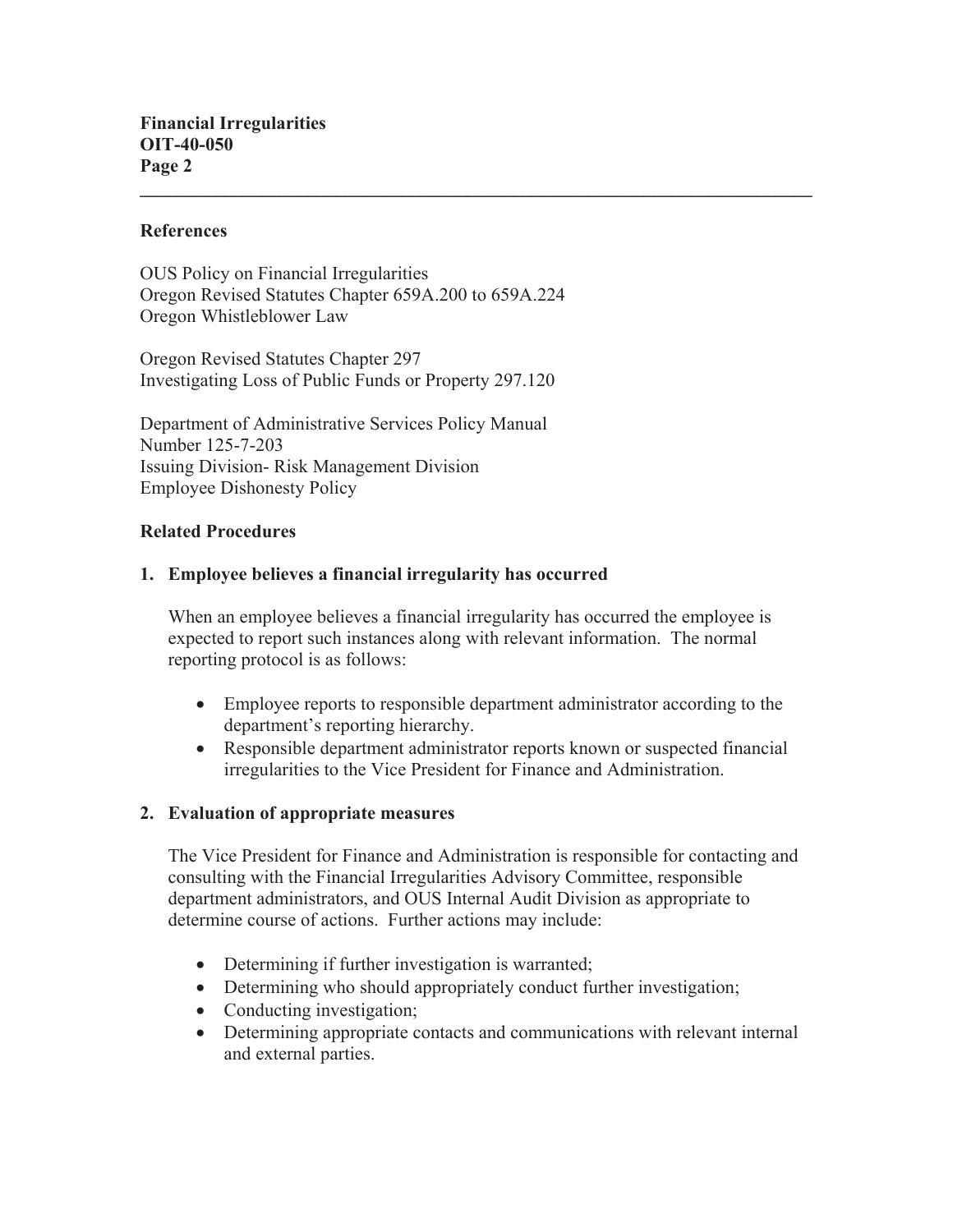## References

OUS Policy on Financial Irregularities
Oregon Revised Statutes Chapter 659A.200 to 659A.224
Oregon Whistleblower Law

Oregon Revised Statutes Chapter 297
Investigating Loss of Public Funds or Property 297.120

Department of Administrative Services Policy Manual
Number 125-7-203
Issuing Division- Risk Management Division
Employee Dishonesty Policy

## Related Procedures

### 1. Employee believes a financial irregularity has occurred

When an employee believes a financial irregularity has occurred the employee is expected to report such instances along with relevant information. The normal reporting protocol is as follows:

- Employee reports to responsible department administrator according to the department's reporting hierarchy.
- Responsible department administrator reports known or suspected financial irregularities to the Vice President for Finance and Administration.

### 2. Evaluation of appropriate measures

The Vice President for Finance and Administration is responsible for contacting and consulting with the Financial Irregularities Advisory Committee, responsible department administrators, and OUS Internal Audit Division as appropriate to determine course of actions. Further actions may include:

- Determining if further investigation is warranted;
- Determining who should appropriately conduct further investigation;
- Conducting investigation;
- Determining appropriate contacts and communications with relevant internal and external parties.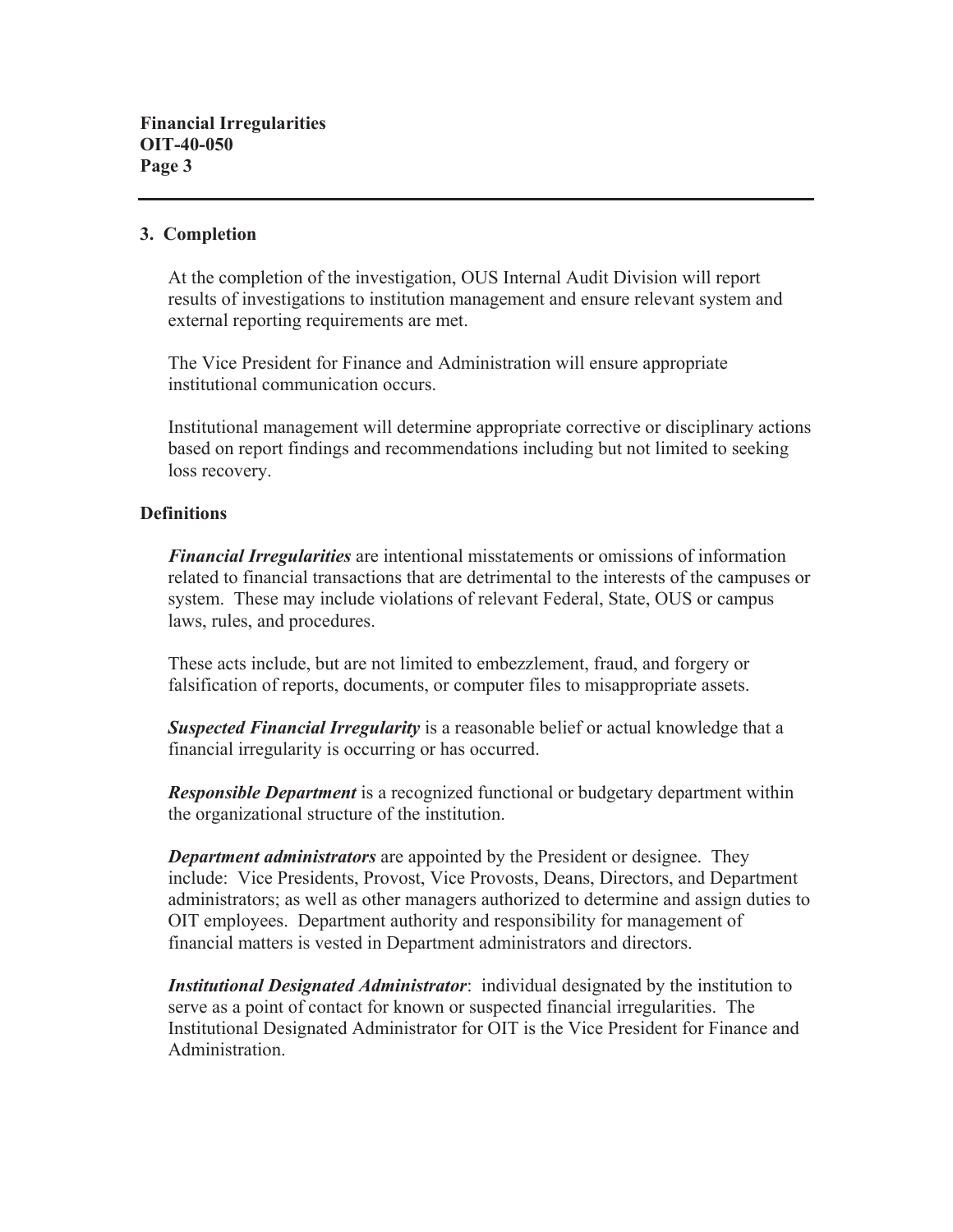### 3. Completion

At the completion of the investigation, OUS Internal Audit Division will report results of investigations to institution management and ensure relevant system and external reporting requirements are met.

The Vice President for Finance and Administration will ensure appropriate institutional communication occurs.

Institutional management will determine appropriate corrective or disciplinary actions based on report findings and recommendations including but not limited to seeking loss recovery.

## Definitions

***Financial Irregularities*** are intentional misstatements or omissions of information related to financial transactions that are detrimental to the interests of the campuses or system. These may include violations of relevant Federal, State, OUS or campus laws, rules, and procedures.

These acts include, but are not limited to embezzlement, fraud, and forgery or falsification of reports, documents, or computer files to misappropriate assets.

***Suspected Financial Irregularity*** is a reasonable belief or actual knowledge that a financial irregularity is occurring or has occurred.

***Responsible Department*** is a recognized functional or budgetary department within the organizational structure of the institution.

***Department administrators*** are appointed by the President or designee. They include: Vice Presidents, Provost, Vice Provosts, Deans, Directors, and Department administrators; as well as other managers authorized to determine and assign duties to OIT employees. Department authority and responsibility for management of financial matters is vested in Department administrators and directors.

***Institutional Designated Administrator***: individual designated by the institution to serve as a point of contact for known or suspected financial irregularities. The Institutional Designated Administrator for OIT is the Vice President for Finance and Administration.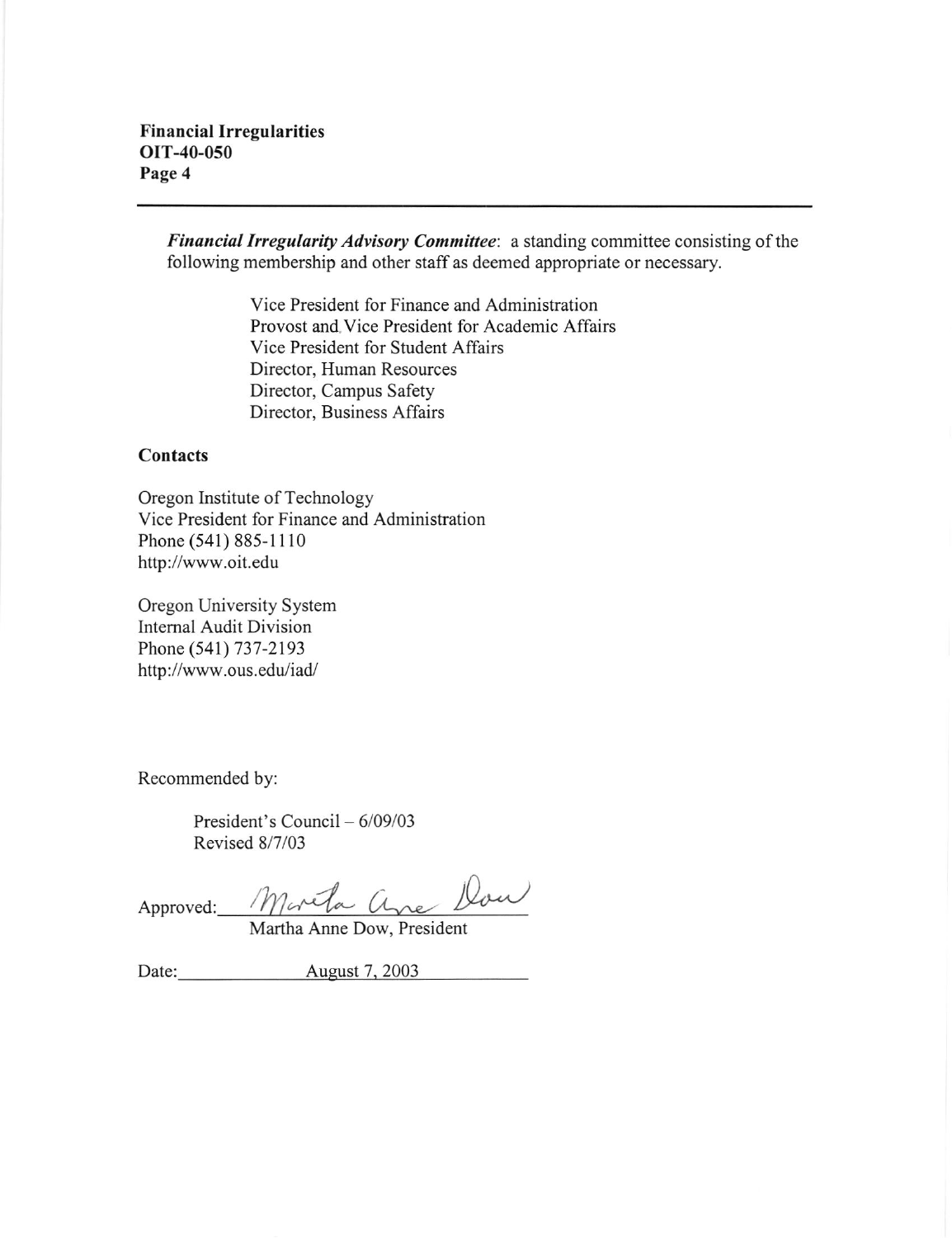***Financial Irregularity Advisory Committee***: a standing committee consisting of the following membership and other staff as deemed appropriate or necessary.

Vice President for Finance and Administration
Provost and Vice President for Academic Affairs
Vice President for Student Affairs
Director, Human Resources
Director, Campus Safety
Director, Business Affairs

## Contacts

Oregon Institute of Technology
Vice President for Finance and Administration
Phone (541) 885-1110
http://www.oit.edu

Oregon University System
Internal Audit Division
Phone (541) 737-2193
http://www.ous.edu/iad/

Recommended by:

President's Council – 6/09/03
Revised 8/7/03

Approved: Martha Anne Dow
Martha Anne Dow, President

Date: August 7, 2003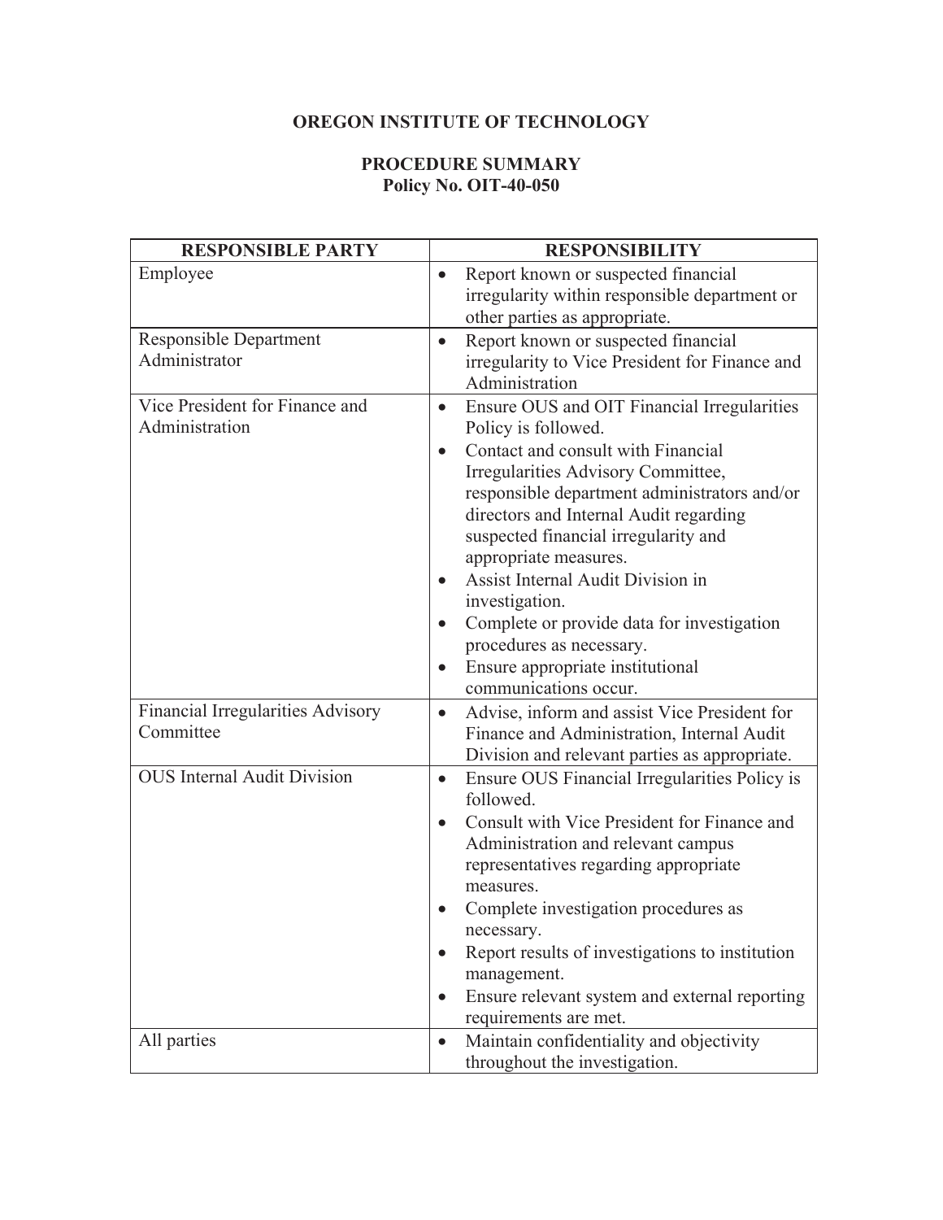**OREGON INSTITUTE OF TECHNOLOGY**

**PROCEDURE SUMMARY**
**Policy No. OIT-40-050**

| **RESPONSIBLE PARTY** | **RESPONSIBILITY** |
|---|---|
| Employee | • Report known or suspected financial irregularity within responsible department or other parties as appropriate. |
| Responsible Department Administrator | • Report known or suspected financial irregularity to Vice President for Finance and Administration |
| Vice President for Finance and Administration | • Ensure OUS and OIT Financial Irregularities Policy is followed.<br>• Contact and consult with Financial Irregularities Advisory Committee, responsible department administrators and/or directors and Internal Audit regarding suspected financial irregularity and appropriate measures.<br>• Assist Internal Audit Division in investigation.<br>• Complete or provide data for investigation procedures as necessary.<br>• Ensure appropriate institutional communications occur. |
| Financial Irregularities Advisory Committee | • Advise, inform and assist Vice President for Finance and Administration, Internal Audit Division and relevant parties as appropriate. |
| OUS Internal Audit Division | • Ensure OUS Financial Irregularities Policy is followed.<br>• Consult with Vice President for Finance and Administration and relevant campus representatives regarding appropriate measures.<br>• Complete investigation procedures as necessary.<br>• Report results of investigations to institution management.<br>• Ensure relevant system and external reporting requirements are met. |
| All parties | • Maintain confidentiality and objectivity throughout the investigation. |